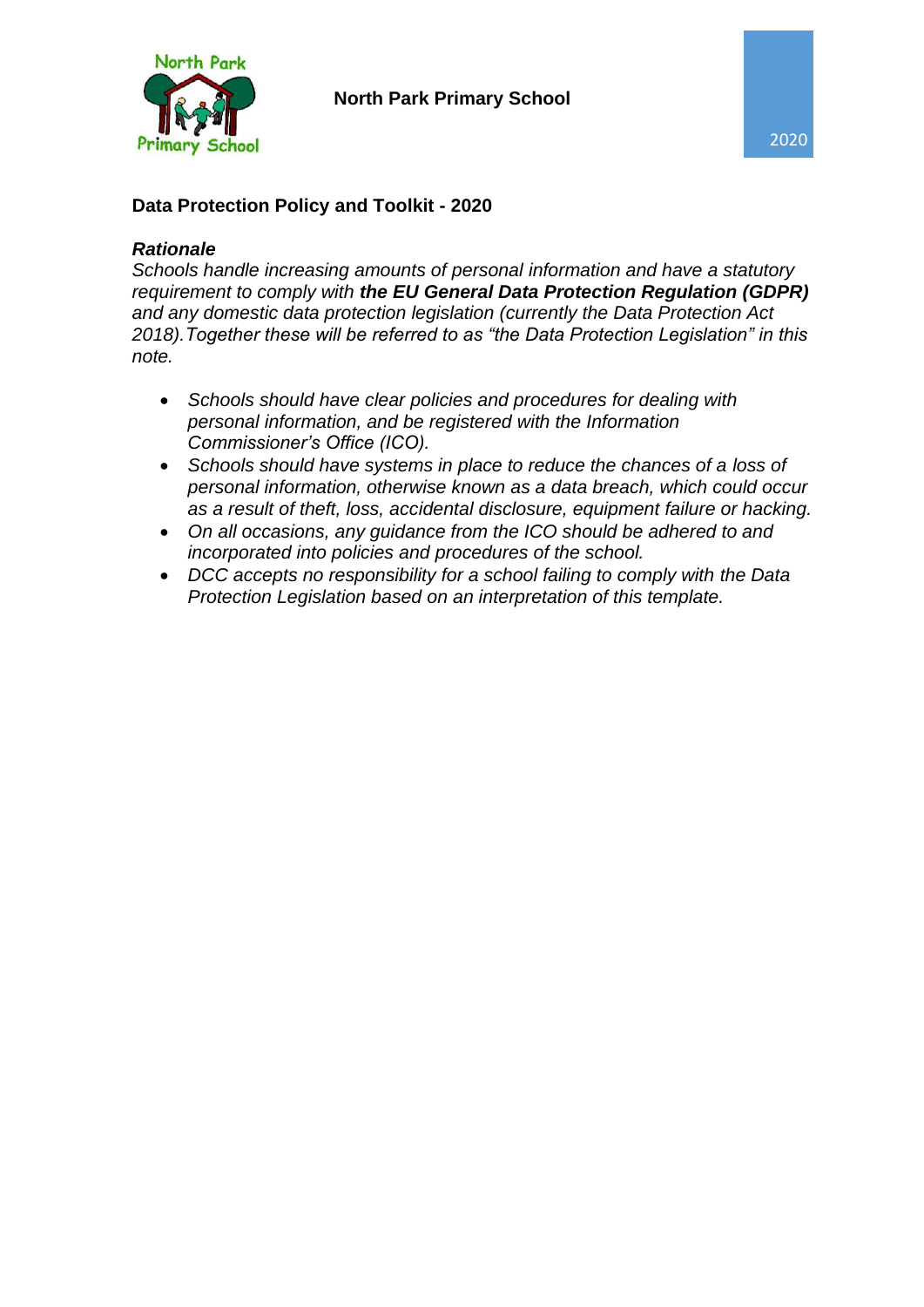**North Park Primary School**

2020

## Data Protection Policy and Toolkit - 2020

### *Rationale*

*Schools handle increasing amounts of personal information and have a statutory requirement to comply with* ***the EU General Data Protection Regulation (GDPR)*** *and any domestic data protection legislation (currently the Data Protection Act 2018).Together these will be referred to as "the Data Protection Legislation" in this note.*

- *Schools should have clear policies and procedures for dealing with personal information, and be registered with the Information Commissioner's Office (ICO).*
- *Schools should have systems in place to reduce the chances of a loss of personal information, otherwise known as a data breach, which could occur as a result of theft, loss, accidental disclosure, equipment failure or hacking.*
- *On all occasions, any guidance from the ICO should be adhered to and incorporated into policies and procedures of the school.*
- *DCC accepts no responsibility for a school failing to comply with the Data Protection Legislation based on an interpretation of this template.*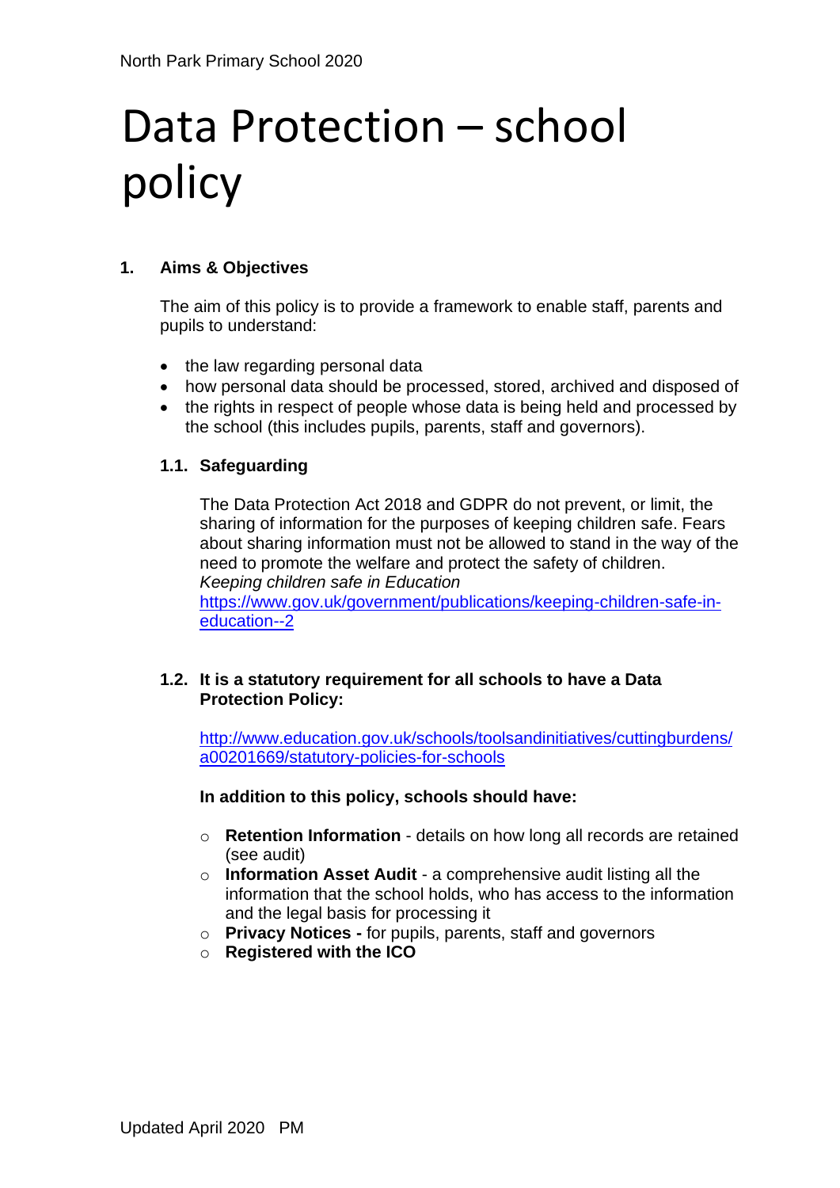# Data Protection – school policy

## 1. Aims & Objectives

The aim of this policy is to provide a framework to enable staff, parents and pupils to understand:

- the law regarding personal data
- how personal data should be processed, stored, archived and disposed of
- the rights in respect of people whose data is being held and processed by the school (this includes pupils, parents, staff and governors).

### 1.1. Safeguarding

The Data Protection Act 2018 and GDPR do not prevent, or limit, the sharing of information for the purposes of keeping children safe. Fears about sharing information must not be allowed to stand in the way of the need to promote the welfare and protect the safety of children.
*Keeping children safe in Education*
https://www.gov.uk/government/publications/keeping-children-safe-in-education--2

### 1.2. It is a statutory requirement for all schools to have a Data Protection Policy:

http://www.education.gov.uk/schools/toolsandinitiatives/cuttingburdens/a00201669/statutory-policies-for-schools

**In addition to this policy, schools should have:**

- **Retention Information** - details on how long all records are retained (see audit)
- **Information Asset Audit** - a comprehensive audit listing all the information that the school holds, who has access to the information and the legal basis for processing it
- **Privacy Notices -** for pupils, parents, staff and governors
- **Registered with the ICO**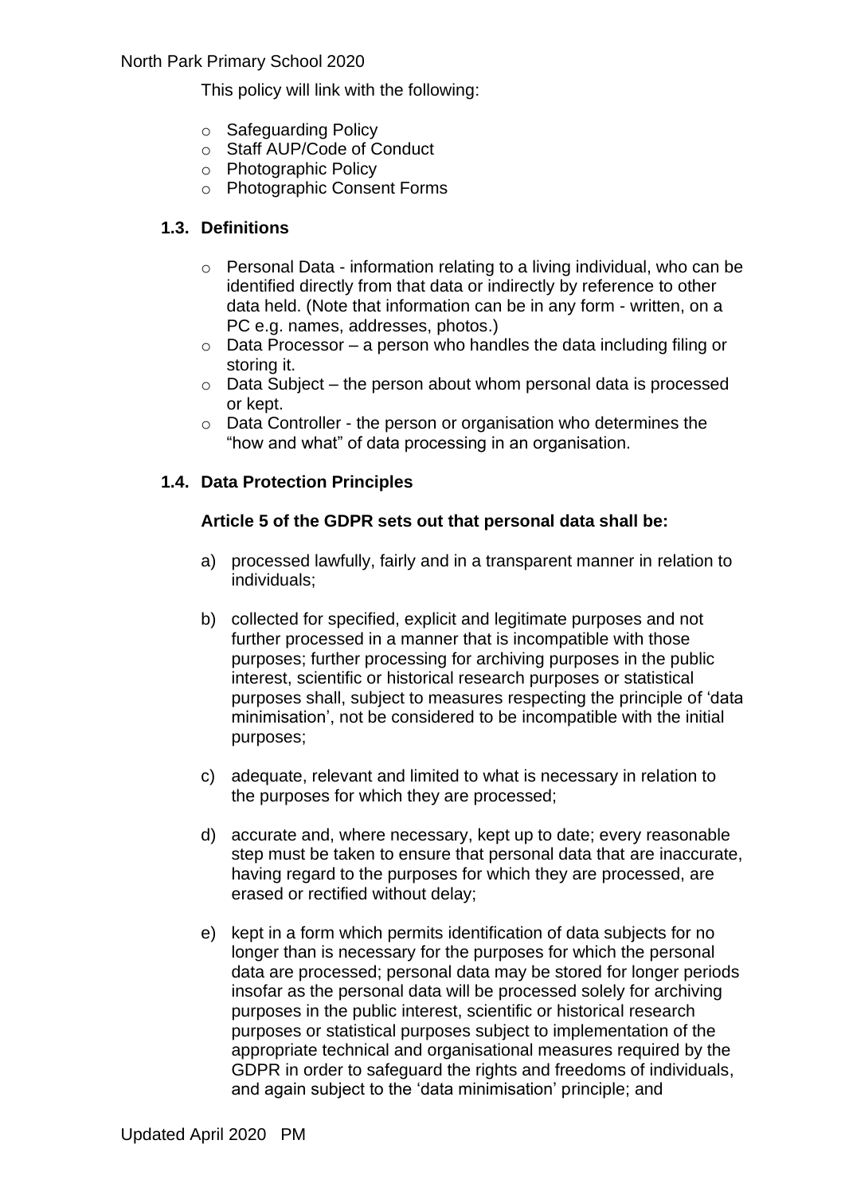This policy will link with the following:

- Safeguarding Policy
- Staff AUP/Code of Conduct
- Photographic Policy
- Photographic Consent Forms

### 1.3. Definitions

- Personal Data - information relating to a living individual, who can be identified directly from that data or indirectly by reference to other data held. (Note that information can be in any form - written, on a PC e.g. names, addresses, photos.)
- Data Processor – a person who handles the data including filing or storing it.
- Data Subject – the person about whom personal data is processed or kept.
- Data Controller - the person or organisation who determines the "how and what" of data processing in an organisation.

### 1.4. Data Protection Principles

**Article 5 of the GDPR sets out that personal data shall be:**

a) processed lawfully, fairly and in a transparent manner in relation to individuals;

b) collected for specified, explicit and legitimate purposes and not further processed in a manner that is incompatible with those purposes; further processing for archiving purposes in the public interest, scientific or historical research purposes or statistical purposes shall, subject to measures respecting the principle of 'data minimisation', not be considered to be incompatible with the initial purposes;

c) adequate, relevant and limited to what is necessary in relation to the purposes for which they are processed;

d) accurate and, where necessary, kept up to date; every reasonable step must be taken to ensure that personal data that are inaccurate, having regard to the purposes for which they are processed, are erased or rectified without delay;

e) kept in a form which permits identification of data subjects for no longer than is necessary for the purposes for which the personal data are processed; personal data may be stored for longer periods insofar as the personal data will be processed solely for archiving purposes in the public interest, scientific or historical research purposes or statistical purposes subject to implementation of the appropriate technical and organisational measures required by the GDPR in order to safeguard the rights and freedoms of individuals, and again subject to the 'data minimisation' principle; and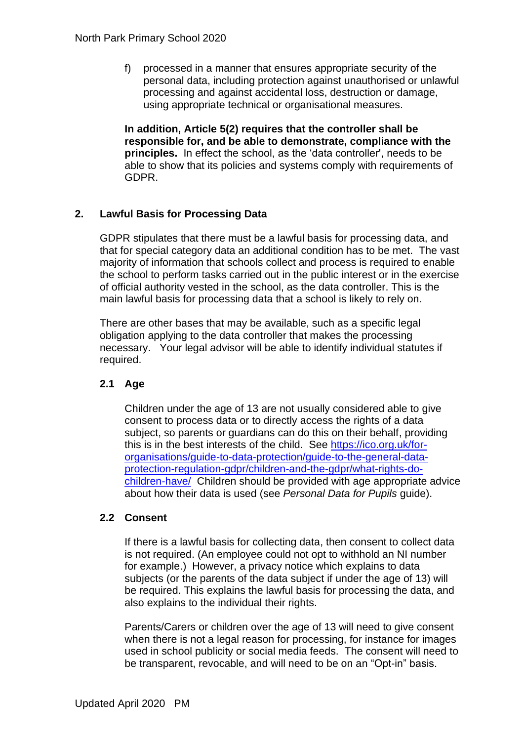f) processed in a manner that ensures appropriate security of the personal data, including protection against unauthorised or unlawful processing and against accidental loss, destruction or damage, using appropriate technical or organisational measures.

**In addition, Article 5(2) requires that the controller shall be responsible for, and be able to demonstrate, compliance with the principles.** In effect the school, as the 'data controller', needs to be able to show that its policies and systems comply with requirements of GDPR.

## 2. Lawful Basis for Processing Data

GDPR stipulates that there must be a lawful basis for processing data, and that for special category data an additional condition has to be met. The vast majority of information that schools collect and process is required to enable the school to perform tasks carried out in the public interest or in the exercise of official authority vested in the school, as the data controller. This is the main lawful basis for processing data that a school is likely to rely on.

There are other bases that may be available, such as a specific legal obligation applying to the data controller that makes the processing necessary. Your legal advisor will be able to identify individual statutes if required.

### 2.1 Age

Children under the age of 13 are not usually considered able to give consent to process data or to directly access the rights of a data subject, so parents or guardians can do this on their behalf, providing this is in the best interests of the child. See [https://ico.org.uk/for-organisations/guide-to-data-protection/guide-to-the-general-data-protection-regulation-gdpr/children-and-the-gdpr/what-rights-do-children-have/](https://ico.org.uk/for-organisations/guide-to-data-protection/guide-to-the-general-data-protection-regulation-gdpr/children-and-the-gdpr/what-rights-do-children-have/) Children should be provided with age appropriate advice about how their data is used (see *Personal Data for Pupils* guide).

### 2.2 Consent

If there is a lawful basis for collecting data, then consent to collect data is not required. (An employee could not opt to withhold an NI number for example.) However, a privacy notice which explains to data subjects (or the parents of the data subject if under the age of 13) will be required. This explains the lawful basis for processing the data, and also explains to the individual their rights.

Parents/Carers or children over the age of 13 will need to give consent when there is not a legal reason for processing, for instance for images used in school publicity or social media feeds. The consent will need to be transparent, revocable, and will need to be on an "Opt-in" basis.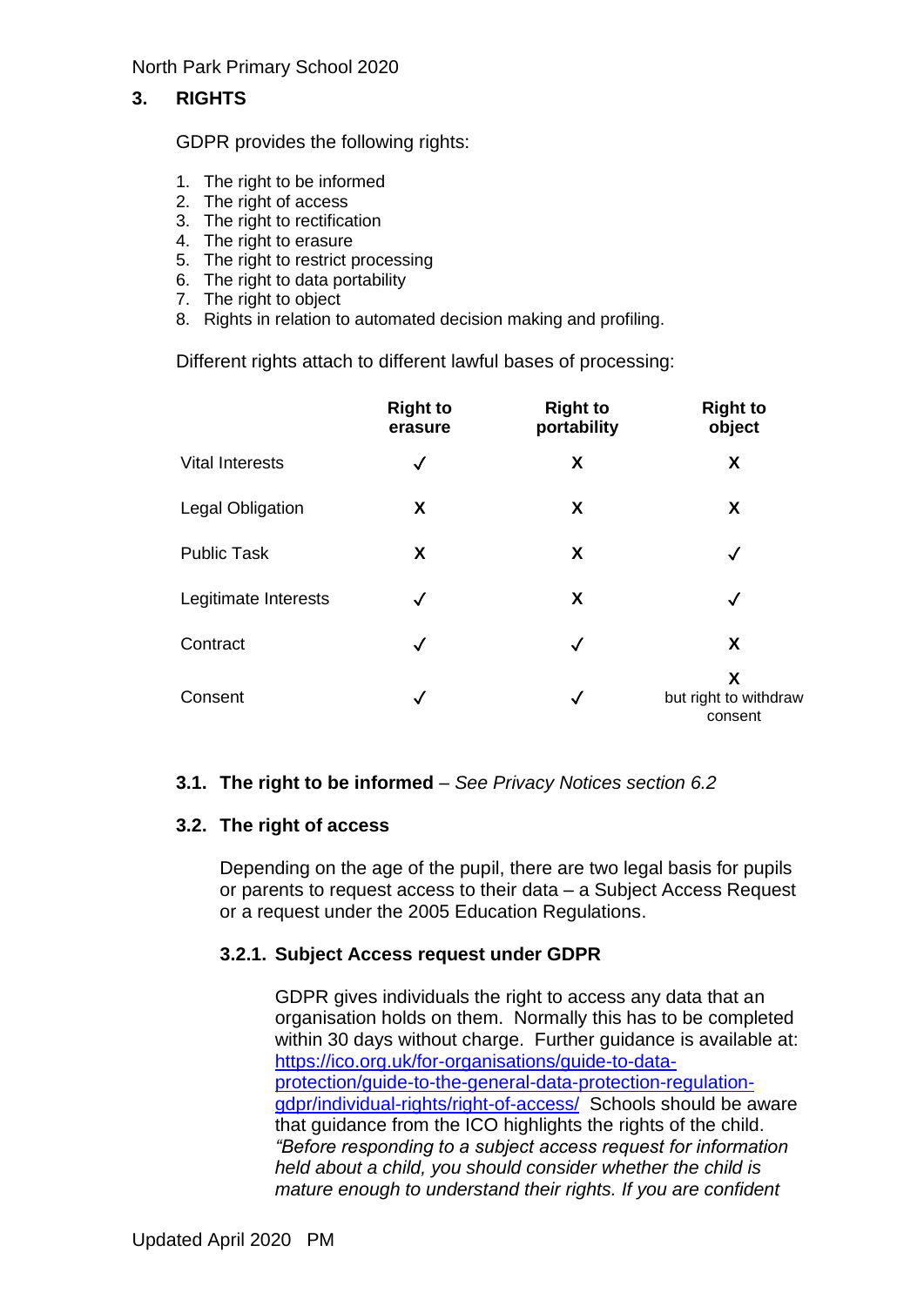## 3. RIGHTS

GDPR provides the following rights:

1. The right to be informed
2. The right of access
3. The right to rectification
4. The right to erasure
5. The right to restrict processing
6. The right to data portability
7. The right to object
8. Rights in relation to automated decision making and profiling.

Different rights attach to different lawful bases of processing:

| | Right to erasure | Right to portability | Right to object |
|---|---|---|---|
| Vital Interests | ✓ | X | X |
| Legal Obligation | X | X | X |
| Public Task | X | X | ✓ |
| Legitimate Interests | ✓ | X | ✓ |
| Contract | ✓ | ✓ | X |
| Consent | ✓ | ✓ | X but right to withdraw consent |

### 3.1. The right to be informed – *See Privacy Notices section 6.2*

### 3.2. The right of access

Depending on the age of the pupil, there are two legal basis for pupils or parents to request access to their data – a Subject Access Request or a request under the 2005 Education Regulations.

#### 3.2.1. Subject Access request under GDPR

GDPR gives individuals the right to access any data that an organisation holds on them. Normally this has to be completed within 30 days without charge. Further guidance is available at: https://ico.org.uk/for-organisations/guide-to-data-protection/guide-to-the-general-data-protection-regulation-gdpr/individual-rights/right-of-access/ Schools should be aware that guidance from the ICO highlights the rights of the child. *"Before responding to a subject access request for information held about a child, you should consider whether the child is mature enough to understand their rights. If you are confident*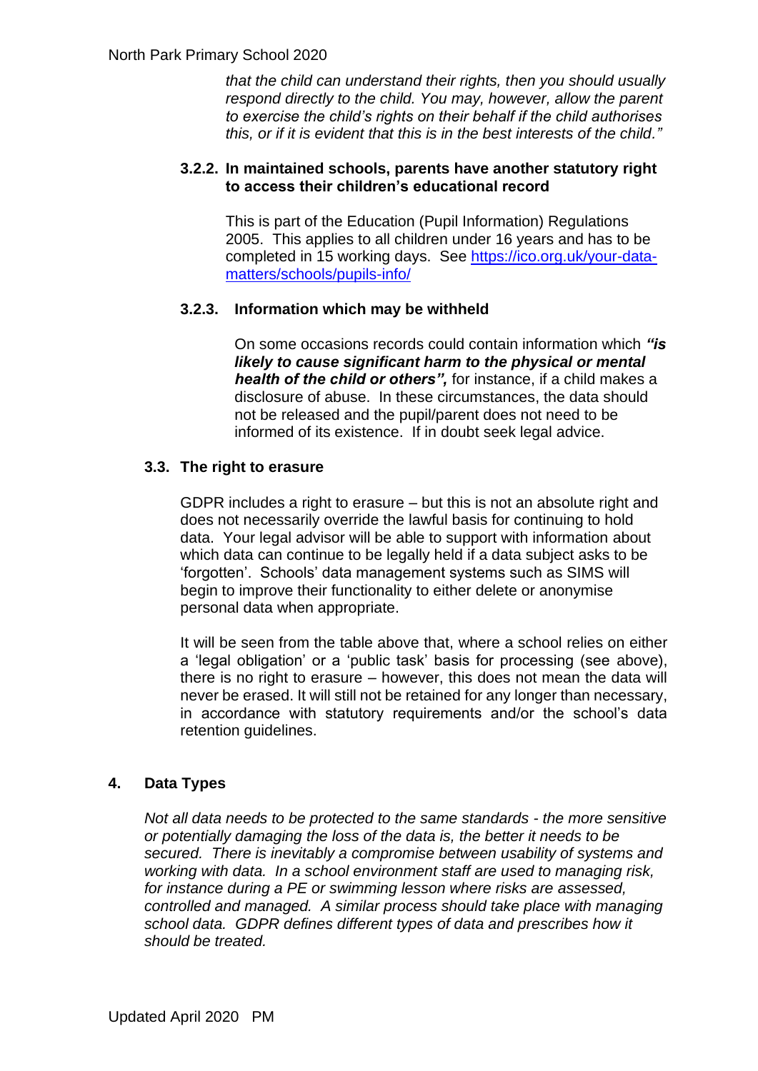*that the child can understand their rights, then you should usually respond directly to the child. You may, however, allow the parent to exercise the child's rights on their behalf if the child authorises this, or if it is evident that this is in the best interests of the child."*

#### 3.2.2. In maintained schools, parents have another statutory right to access their children's educational record

This is part of the Education (Pupil Information) Regulations 2005. This applies to all children under 16 years and has to be completed in 15 working days. See [https://ico.org.uk/your-data-matters/schools/pupils-info/](https://ico.org.uk/your-data-matters/schools/pupils-info/)

#### 3.2.3. Information which may be withheld

On some occasions records could contain information which ***"is likely to cause significant harm to the physical or mental health of the child or others",*** for instance, if a child makes a disclosure of abuse. In these circumstances, the data should not be released and the pupil/parent does not need to be informed of its existence. If in doubt seek legal advice.

### 3.3. The right to erasure

GDPR includes a right to erasure – but this is not an absolute right and does not necessarily override the lawful basis for continuing to hold data. Your legal advisor will be able to support with information about which data can continue to be legally held if a data subject asks to be 'forgotten'. Schools' data management systems such as SIMS will begin to improve their functionality to either delete or anonymise personal data when appropriate.

It will be seen from the table above that, where a school relies on either a 'legal obligation' or a 'public task' basis for processing (see above), there is no right to erasure – however, this does not mean the data will never be erased. It will still not be retained for any longer than necessary, in accordance with statutory requirements and/or the school's data retention guidelines.

## 4. Data Types

*Not all data needs to be protected to the same standards - the more sensitive or potentially damaging the loss of the data is, the better it needs to be secured. There is inevitably a compromise between usability of systems and working with data. In a school environment staff are used to managing risk, for instance during a PE or swimming lesson where risks are assessed, controlled and managed. A similar process should take place with managing school data. GDPR defines different types of data and prescribes how it should be treated.*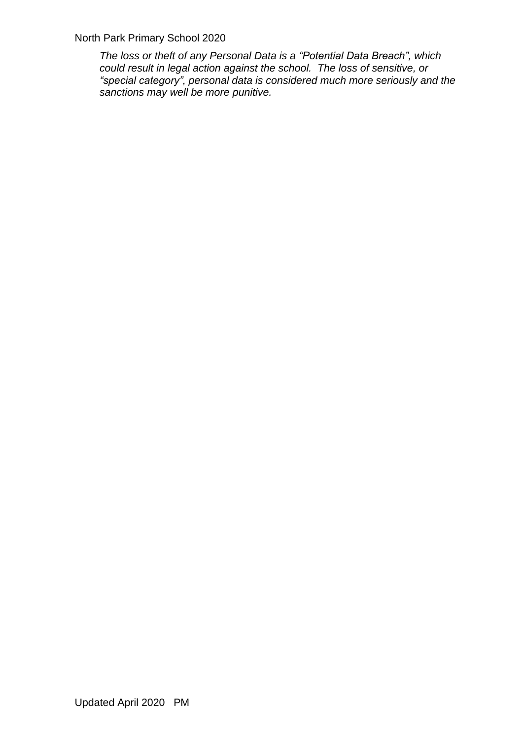*The loss or theft of any Personal Data is a "Potential Data Breach", which could result in legal action against the school. The loss of sensitive, or "special category", personal data is considered much more seriously and the sanctions may well be more punitive.*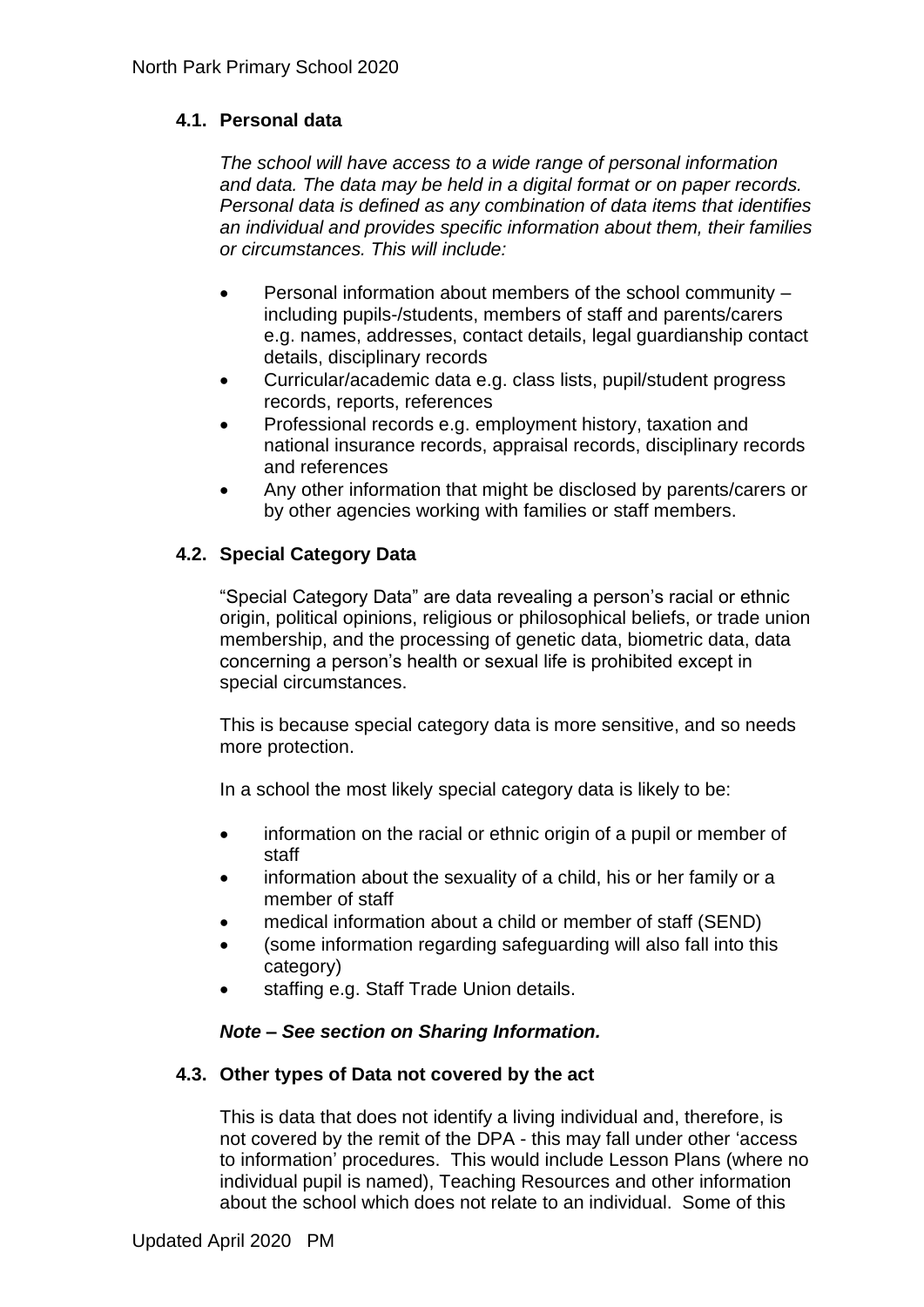### 4.1. Personal data

*The school will have access to a wide range of personal information and data. The data may be held in a digital format or on paper records. Personal data is defined as any combination of data items that identifies an individual and provides specific information about them, their families or circumstances. This will include:*

- Personal information about members of the school community – including pupils-/students, members of staff and parents/carers e.g. names, addresses, contact details, legal guardianship contact details, disciplinary records
- Curricular/academic data e.g. class lists, pupil/student progress records, reports, references
- Professional records e.g. employment history, taxation and national insurance records, appraisal records, disciplinary records and references
- Any other information that might be disclosed by parents/carers or by other agencies working with families or staff members.

### 4.2. Special Category Data

"Special Category Data" are data revealing a person's racial or ethnic origin, political opinions, religious or philosophical beliefs, or trade union membership, and the processing of genetic data, biometric data, data concerning a person's health or sexual life is prohibited except in special circumstances.

This is because special category data is more sensitive, and so needs more protection.

In a school the most likely special category data is likely to be:

- information on the racial or ethnic origin of a pupil or member of staff
- information about the sexuality of a child, his or her family or a member of staff
- medical information about a child or member of staff (SEND)
- (some information regarding safeguarding will also fall into this category)
- staffing e.g. Staff Trade Union details.

***Note – See section on Sharing Information.***

### 4.3. Other types of Data not covered by the act

This is data that does not identify a living individual and, therefore, is not covered by the remit of the DPA - this may fall under other 'access to information' procedures. This would include Lesson Plans (where no individual pupil is named), Teaching Resources and other information about the school which does not relate to an individual. Some of this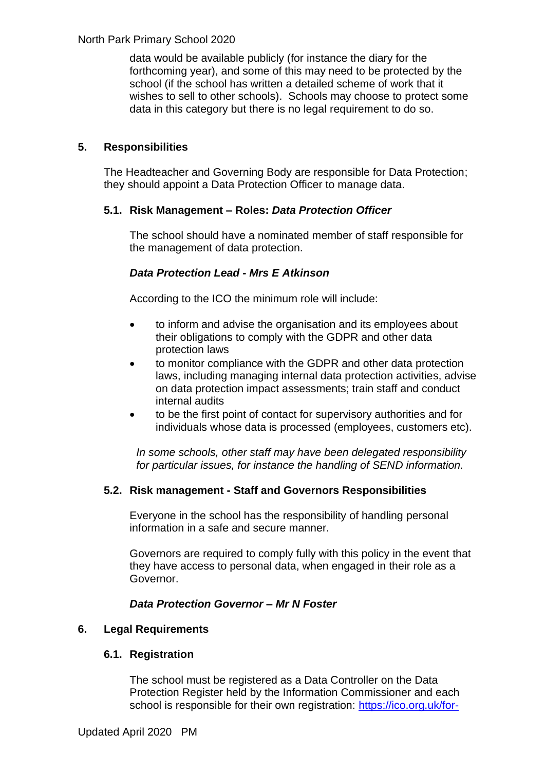data would be available publicly (for instance the diary for the forthcoming year), and some of this may need to be protected by the school (if the school has written a detailed scheme of work that it wishes to sell to other schools). Schools may choose to protect some data in this category but there is no legal requirement to do so.

## 5. Responsibilities

The Headteacher and Governing Body are responsible for Data Protection; they should appoint a Data Protection Officer to manage data.

### 5.1. Risk Management – Roles: *Data Protection Officer*

The school should have a nominated member of staff responsible for the management of data protection.

***Data Protection Lead - Mrs E Atkinson***

According to the ICO the minimum role will include:

- to inform and advise the organisation and its employees about their obligations to comply with the GDPR and other data protection laws
- to monitor compliance with the GDPR and other data protection laws, including managing internal data protection activities, advise on data protection impact assessments; train staff and conduct internal audits
- to be the first point of contact for supervisory authorities and for individuals whose data is processed (employees, customers etc).

*In some schools, other staff may have been delegated responsibility for particular issues, for instance the handling of SEND information.*

### 5.2. Risk management - Staff and Governors Responsibilities

Everyone in the school has the responsibility of handling personal information in a safe and secure manner.

Governors are required to comply fully with this policy in the event that they have access to personal data, when engaged in their role as a Governor.

***Data Protection Governor – Mr N Foster***

## 6. Legal Requirements

### 6.1. Registration

The school must be registered as a Data Controller on the Data Protection Register held by the Information Commissioner and each school is responsible for their own registration: https://ico.org.uk/for-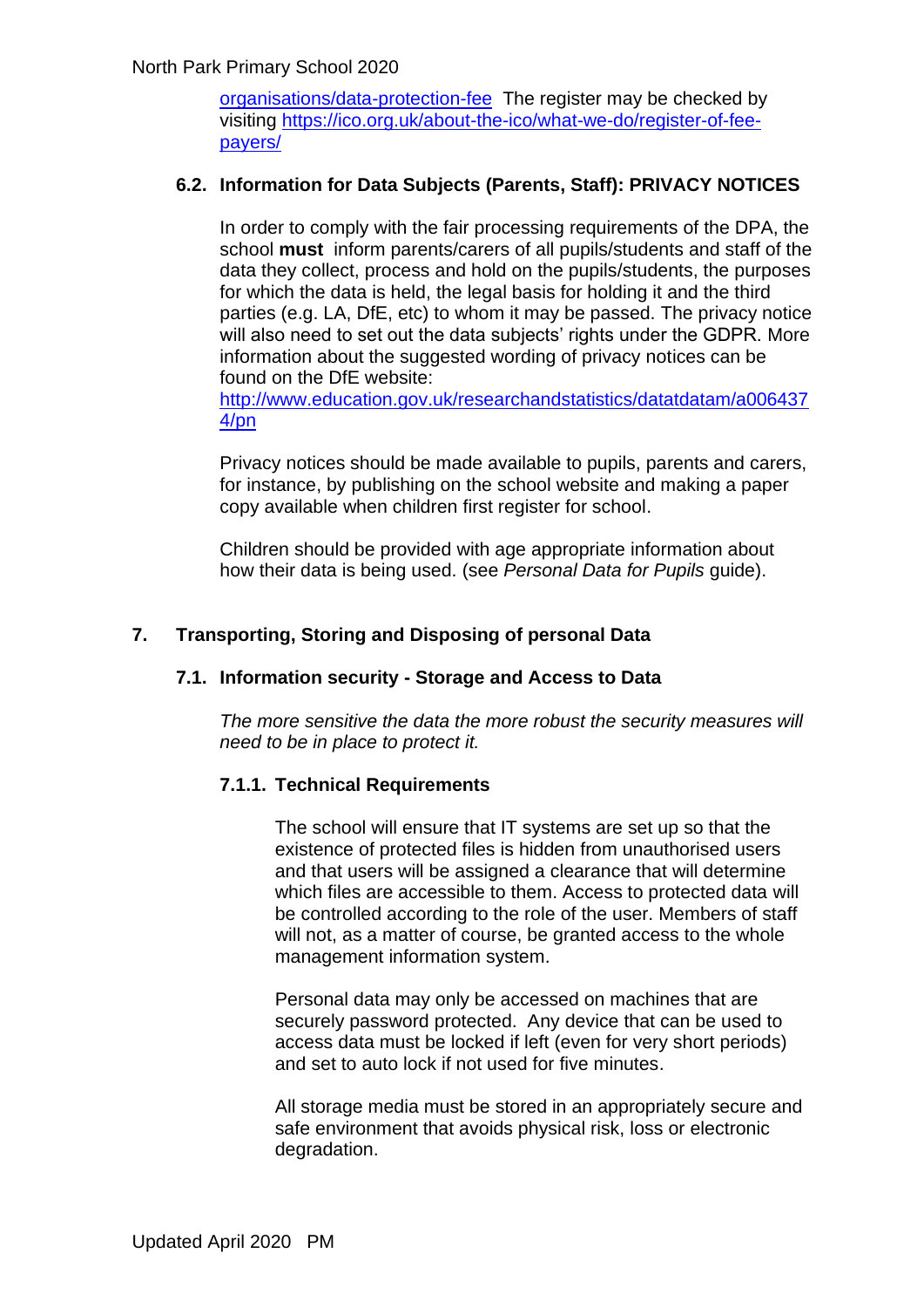organisations/data-protection-fee The register may be checked by visiting https://ico.org.uk/about-the-ico/what-we-do/register-of-fee-payers/

### 6.2. Information for Data Subjects (Parents, Staff): PRIVACY NOTICES

In order to comply with the fair processing requirements of the DPA, the school **must** inform parents/carers of all pupils/students and staff of the data they collect, process and hold on the pupils/students, the purposes for which the data is held, the legal basis for holding it and the third parties (e.g. LA, DfE, etc) to whom it may be passed. The privacy notice will also need to set out the data subjects' rights under the GDPR. More information about the suggested wording of privacy notices can be found on the DfE website: http://www.education.gov.uk/researchandstatistics/datatdatam/a0064374/pn

Privacy notices should be made available to pupils, parents and carers, for instance, by publishing on the school website and making a paper copy available when children first register for school.

Children should be provided with age appropriate information about how their data is being used. (see *Personal Data for Pupils* guide).

## 7. Transporting, Storing and Disposing of personal Data

### 7.1. Information security - Storage and Access to Data

*The more sensitive the data the more robust the security measures will need to be in place to protect it.*

#### 7.1.1. Technical Requirements

The school will ensure that IT systems are set up so that the existence of protected files is hidden from unauthorised users and that users will be assigned a clearance that will determine which files are accessible to them. Access to protected data will be controlled according to the role of the user. Members of staff will not, as a matter of course, be granted access to the whole management information system.

Personal data may only be accessed on machines that are securely password protected. Any device that can be used to access data must be locked if left (even for very short periods) and set to auto lock if not used for five minutes.

All storage media must be stored in an appropriately secure and safe environment that avoids physical risk, loss or electronic degradation.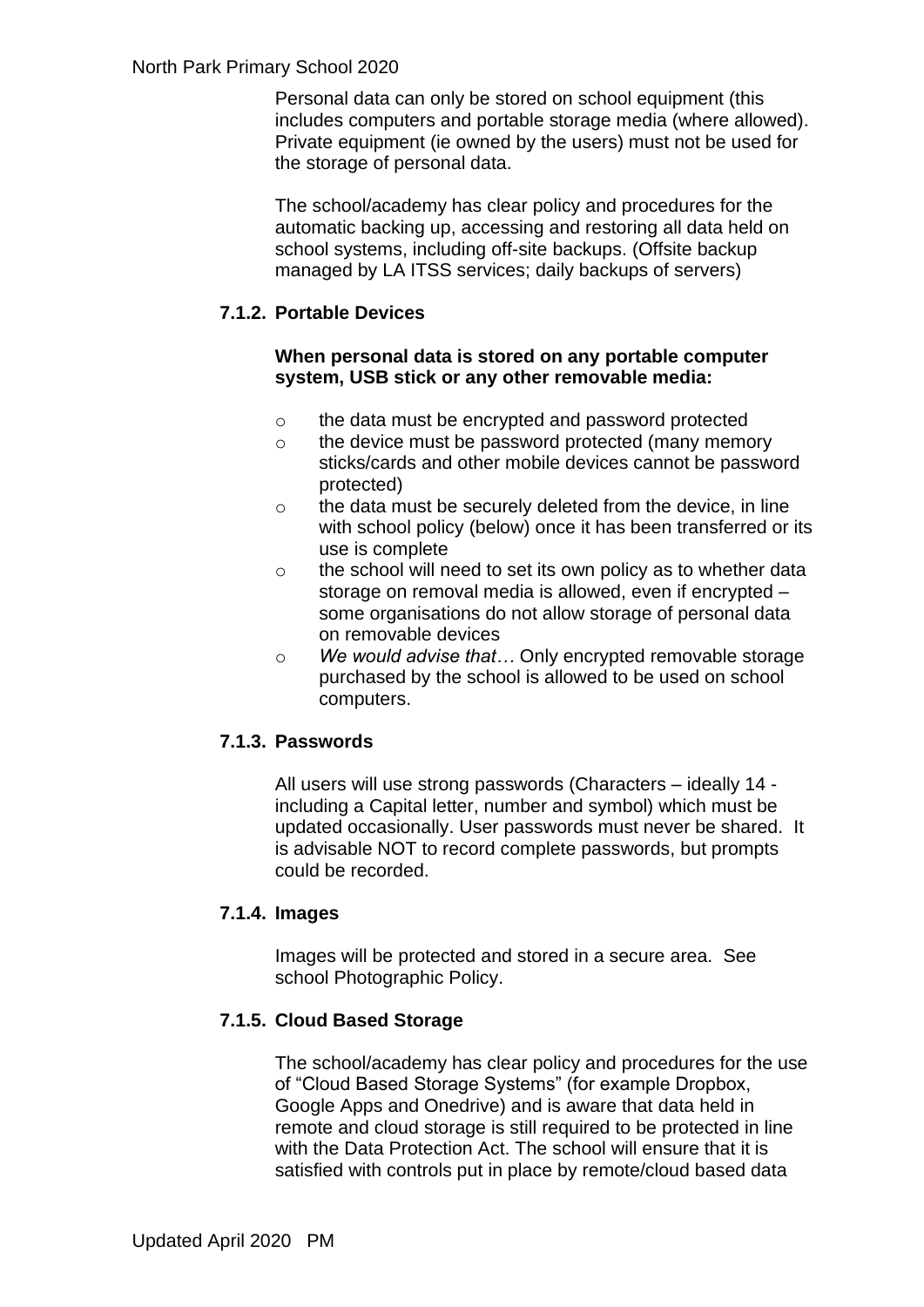Personal data can only be stored on school equipment (this includes computers and portable storage media (where allowed). Private equipment (ie owned by the users) must not be used for the storage of personal data.

The school/academy has clear policy and procedures for the automatic backing up, accessing and restoring all data held on school systems, including off-site backups. (Offsite backup managed by LA ITSS services; daily backups of servers)

### 7.1.2. Portable Devices

**When personal data is stored on any portable computer system, USB stick or any other removable media:**

- the data must be encrypted and password protected
- the device must be password protected (many memory sticks/cards and other mobile devices cannot be password protected)
- the data must be securely deleted from the device, in line with school policy (below) once it has been transferred or its use is complete
- the school will need to set its own policy as to whether data storage on removal media is allowed, even if encrypted – some organisations do not allow storage of personal data on removable devices
- *We would advise that…* Only encrypted removable storage purchased by the school is allowed to be used on school computers.

### 7.1.3. Passwords

All users will use strong passwords (Characters – ideally 14 - including a Capital letter, number and symbol) which must be updated occasionally. User passwords must never be shared. It is advisable NOT to record complete passwords, but prompts could be recorded.

### 7.1.4. Images

Images will be protected and stored in a secure area. See school Photographic Policy.

### 7.1.5. Cloud Based Storage

The school/academy has clear policy and procedures for the use of "Cloud Based Storage Systems" (for example Dropbox, Google Apps and Onedrive) and is aware that data held in remote and cloud storage is still required to be protected in line with the Data Protection Act. The school will ensure that it is satisfied with controls put in place by remote/cloud based data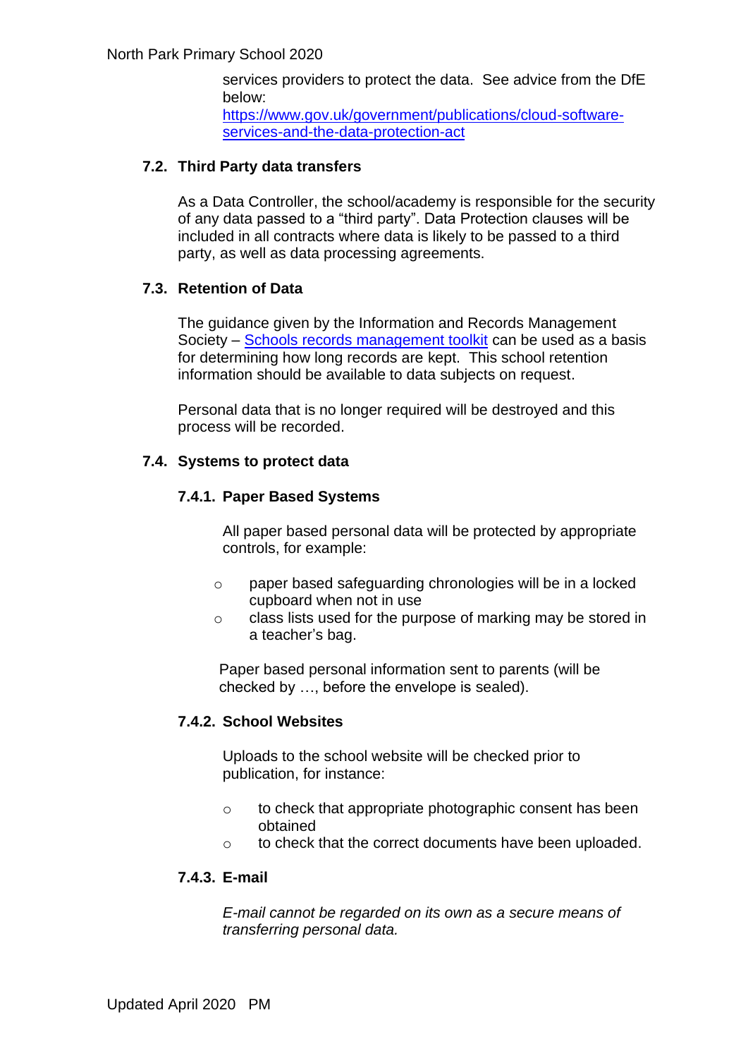services providers to protect the data. See advice from the DfE below: [https://www.gov.uk/government/publications/cloud-software-services-and-the-data-protection-act](https://www.gov.uk/government/publications/cloud-software-services-and-the-data-protection-act)

### 7.2. Third Party data transfers

As a Data Controller, the school/academy is responsible for the security of any data passed to a "third party". Data Protection clauses will be included in all contracts where data is likely to be passed to a third party, as well as data processing agreements.

### 7.3. Retention of Data

The guidance given by the Information and Records Management Society – [Schools records management toolkit]() can be used as a basis for determining how long records are kept. This school retention information should be available to data subjects on request.

Personal data that is no longer required will be destroyed and this process will be recorded.

### 7.4. Systems to protect data

#### 7.4.1. Paper Based Systems

All paper based personal data will be protected by appropriate controls, for example:

- paper based safeguarding chronologies will be in a locked cupboard when not in use
- class lists used for the purpose of marking may be stored in a teacher's bag.

Paper based personal information sent to parents (will be checked by …, before the envelope is sealed).

#### 7.4.2. School Websites

Uploads to the school website will be checked prior to publication, for instance:

- to check that appropriate photographic consent has been obtained
- to check that the correct documents have been uploaded.

#### 7.4.3. E-mail

*E-mail cannot be regarded on its own as a secure means of transferring personal data.*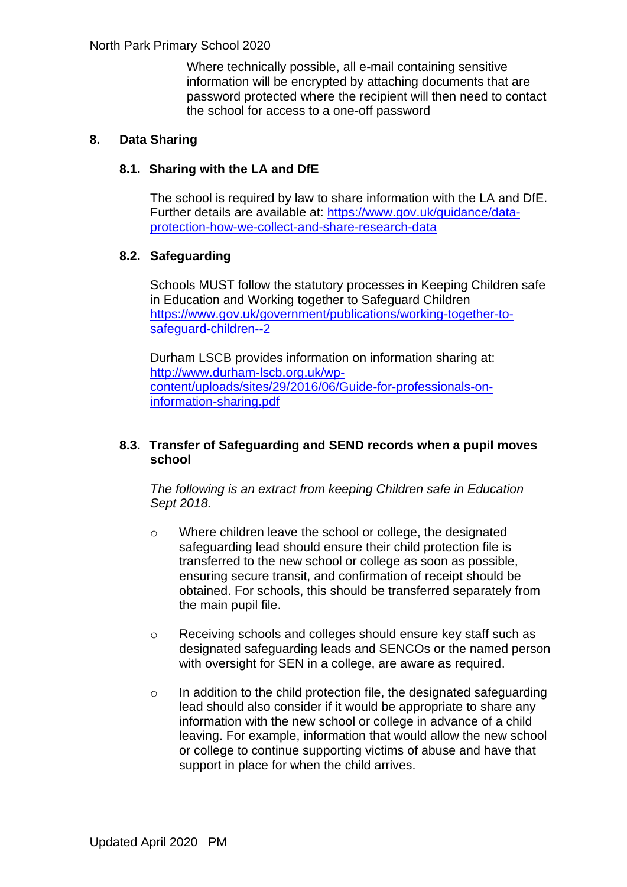Where technically possible, all e-mail containing sensitive information will be encrypted by attaching documents that are password protected where the recipient will then need to contact the school for access to a one-off password

## 8. Data Sharing

### 8.1. Sharing with the LA and DfE

The school is required by law to share information with the LA and DfE. Further details are available at: [https://www.gov.uk/guidance/data-protection-how-we-collect-and-share-research-data](https://www.gov.uk/guidance/data-protection-how-we-collect-and-share-research-data)

### 8.2. Safeguarding

Schools MUST follow the statutory processes in Keeping Children safe in Education and Working together to Safeguard Children [https://www.gov.uk/government/publications/working-together-to-safeguard-children--2](https://www.gov.uk/government/publications/working-together-to-safeguard-children--2)

Durham LSCB provides information on information sharing at: [http://www.durham-lscb.org.uk/wp-content/uploads/sites/29/2016/06/Guide-for-professionals-on-information-sharing.pdf](http://www.durham-lscb.org.uk/wp-content/uploads/sites/29/2016/06/Guide-for-professionals-on-information-sharing.pdf)

### 8.3. Transfer of Safeguarding and SEND records when a pupil moves school

*The following is an extract from keeping Children safe in Education Sept 2018.*

- Where children leave the school or college, the designated safeguarding lead should ensure their child protection file is transferred to the new school or college as soon as possible, ensuring secure transit, and confirmation of receipt should be obtained. For schools, this should be transferred separately from the main pupil file.

- Receiving schools and colleges should ensure key staff such as designated safeguarding leads and SENCOs or the named person with oversight for SEN in a college, are aware as required.

- In addition to the child protection file, the designated safeguarding lead should also consider if it would be appropriate to share any information with the new school or college in advance of a child leaving. For example, information that would allow the new school or college to continue supporting victims of abuse and have that support in place for when the child arrives.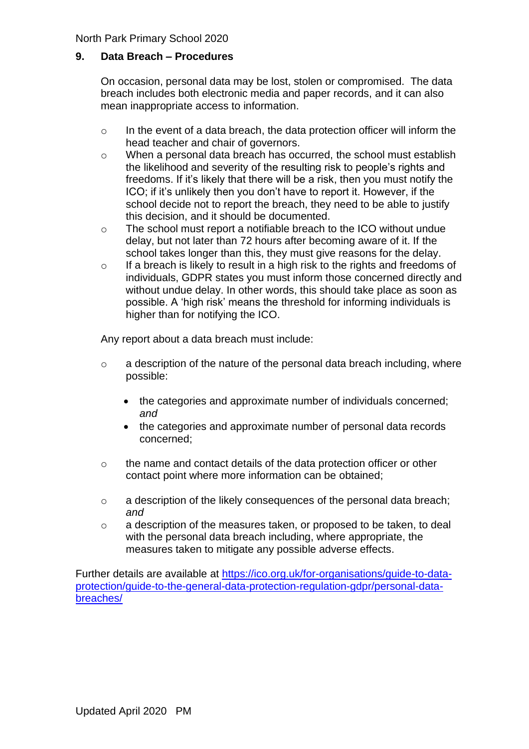## 9. Data Breach – Procedures

On occasion, personal data may be lost, stolen or compromised. The data breach includes both electronic media and paper records, and it can also mean inappropriate access to information.

- In the event of a data breach, the data protection officer will inform the head teacher and chair of governors.
- When a personal data breach has occurred, the school must establish the likelihood and severity of the resulting risk to people's rights and freedoms. If it's likely that there will be a risk, then you must notify the ICO; if it's unlikely then you don't have to report it. However, if the school decide not to report the breach, they need to be able to justify this decision, and it should be documented.
- The school must report a notifiable breach to the ICO without undue delay, but not later than 72 hours after becoming aware of it. If the school takes longer than this, they must give reasons for the delay.
- If a breach is likely to result in a high risk to the rights and freedoms of individuals, GDPR states you must inform those concerned directly and without undue delay. In other words, this should take place as soon as possible. A 'high risk' means the threshold for informing individuals is higher than for notifying the ICO.

Any report about a data breach must include:

- a description of the nature of the personal data breach including, where possible:
  - the categories and approximate number of individuals concerned; *and*
  - the categories and approximate number of personal data records concerned;
- the name and contact details of the data protection officer or other contact point where more information can be obtained;
- a description of the likely consequences of the personal data breach; *and*
- a description of the measures taken, or proposed to be taken, to deal with the personal data breach including, where appropriate, the measures taken to mitigate any possible adverse effects.

Further details are available at [https://ico.org.uk/for-organisations/guide-to-data-protection/guide-to-the-general-data-protection-regulation-gdpr/personal-data-breaches/](https://ico.org.uk/for-organisations/guide-to-data-protection/guide-to-the-general-data-protection-regulation-gdpr/personal-data-breaches/)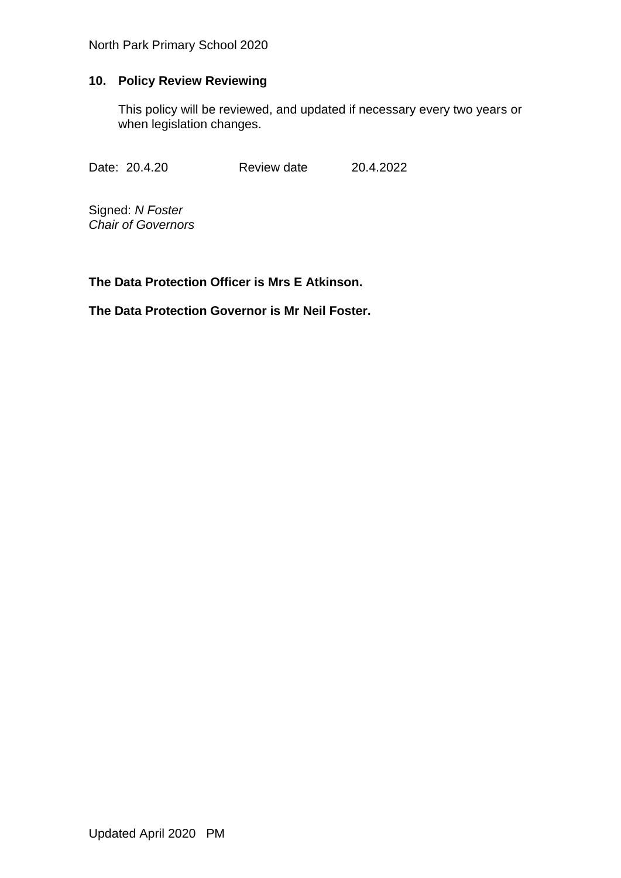## 10. Policy Review Reviewing

This policy will be reviewed, and updated if necessary every two years or when legislation changes.

Date: 20.4.20 Review date 20.4.2022

Signed: *N Foster*
*Chair of Governors*

**The Data Protection Officer is Mrs E Atkinson.**

**The Data Protection Governor is Mr Neil Foster.**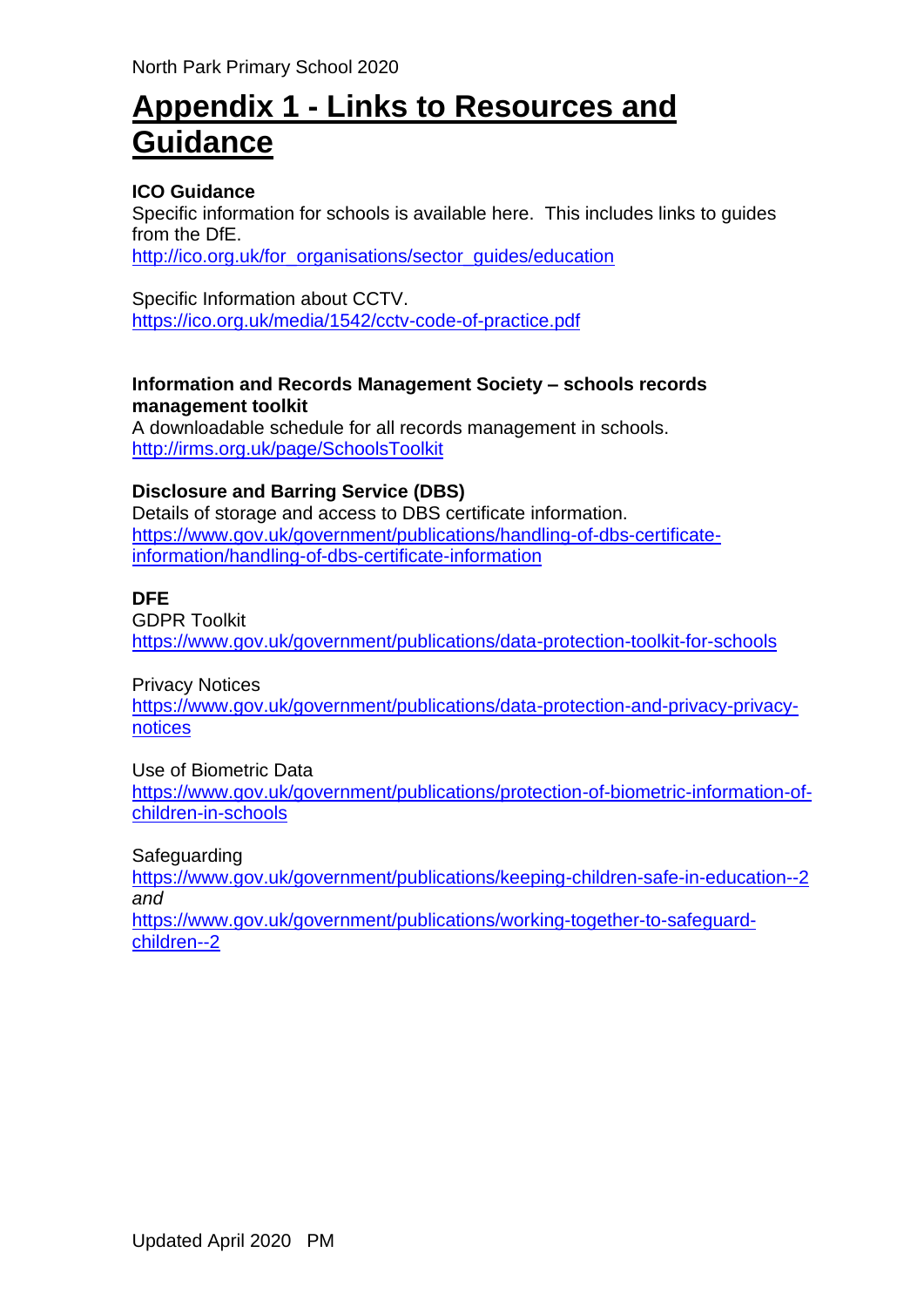# Appendix 1 - Links to Resources and Guidance

**ICO Guidance**

Specific information for schools is available here. This includes links to guides from the DfE.
http://ico.org.uk/for_organisations/sector_guides/education

Specific Information about CCTV.
https://ico.org.uk/media/1542/cctv-code-of-practice.pdf

**Information and Records Management Society – schools records management toolkit**

A downloadable schedule for all records management in schools.
http://irms.org.uk/page/SchoolsToolkit

**Disclosure and Barring Service (DBS)**

Details of storage and access to DBS certificate information.
https://www.gov.uk/government/publications/handling-of-dbs-certificate-information/handling-of-dbs-certificate-information

**DFE**

GDPR Toolkit
https://www.gov.uk/government/publications/data-protection-toolkit-for-schools

Privacy Notices
https://www.gov.uk/government/publications/data-protection-and-privacy-privacy-notices

Use of Biometric Data
https://www.gov.uk/government/publications/protection-of-biometric-information-of-children-in-schools

Safeguarding
https://www.gov.uk/government/publications/keeping-children-safe-in-education--2
*and*
https://www.gov.uk/government/publications/working-together-to-safeguard-children--2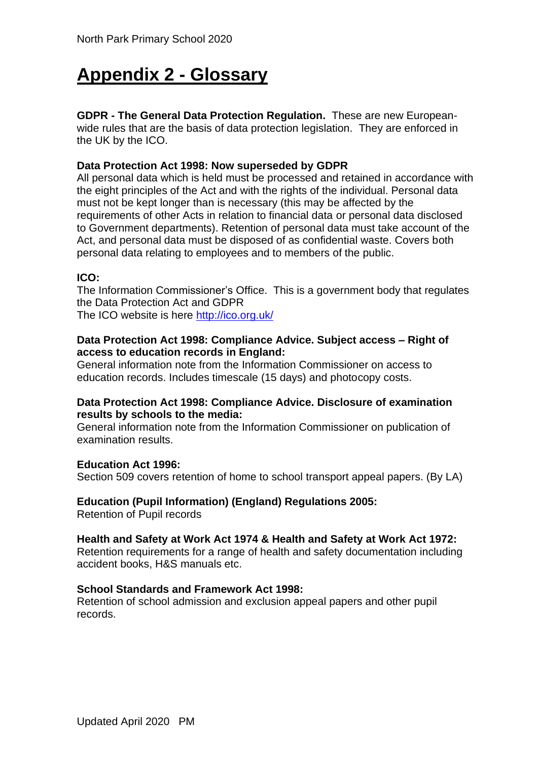# Appendix 2 - Glossary

**GDPR - The General Data Protection Regulation.** These are new European-wide rules that are the basis of data protection legislation. They are enforced in the UK by the ICO.

**Data Protection Act 1998: Now superseded by GDPR**
All personal data which is held must be processed and retained in accordance with the eight principles of the Act and with the rights of the individual. Personal data must not be kept longer than is necessary (this may be affected by the requirements of other Acts in relation to financial data or personal data disclosed to Government departments). Retention of personal data must take account of the Act, and personal data must be disposed of as confidential waste. Covers both personal data relating to employees and to members of the public.

**ICO:**
The Information Commissioner's Office. This is a government body that regulates the Data Protection Act and GDPR
The ICO website is here [http://ico.org.uk/](http://ico.org.uk/)

**Data Protection Act 1998: Compliance Advice. Subject access – Right of access to education records in England:**
General information note from the Information Commissioner on access to education records. Includes timescale (15 days) and photocopy costs.

**Data Protection Act 1998: Compliance Advice. Disclosure of examination results by schools to the media:**
General information note from the Information Commissioner on publication of examination results.

**Education Act 1996:**
Section 509 covers retention of home to school transport appeal papers. (By LA)

**Education (Pupil Information) (England) Regulations 2005:**
Retention of Pupil records

**Health and Safety at Work Act 1974 & Health and Safety at Work Act 1972:**
Retention requirements for a range of health and safety documentation including accident books, H&S manuals etc.

**School Standards and Framework Act 1998:**
Retention of school admission and exclusion appeal papers and other pupil records.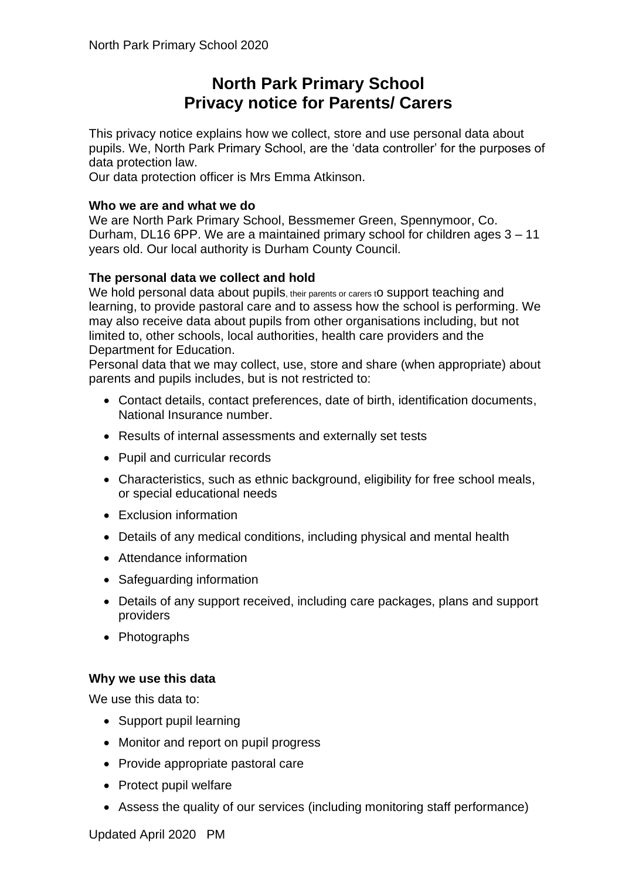# North Park Primary School
# Privacy notice for Parents/ Carers

This privacy notice explains how we collect, store and use personal data about pupils. We, North Park Primary School, are the 'data controller' for the purposes of data protection law.
Our data protection officer is Mrs Emma Atkinson.

**Who we are and what we do**
We are North Park Primary School, Bessmemer Green, Spennymoor, Co. Durham, DL16 6PP. We are a maintained primary school for children ages 3 – 11 years old. Our local authority is Durham County Council.

**The personal data we collect and hold**
We hold personal data about pupils, their parents or carers to support teaching and learning, to provide pastoral care and to assess how the school is performing. We may also receive data about pupils from other organisations including, but not limited to, other schools, local authorities, health care providers and the Department for Education.
Personal data that we may collect, use, store and share (when appropriate) about parents and pupils includes, but is not restricted to:

- Contact details, contact preferences, date of birth, identification documents, National Insurance number.
- Results of internal assessments and externally set tests
- Pupil and curricular records
- Characteristics, such as ethnic background, eligibility for free school meals, or special educational needs
- Exclusion information
- Details of any medical conditions, including physical and mental health
- Attendance information
- Safeguarding information
- Details of any support received, including care packages, plans and support providers
- Photographs

**Why we use this data**

We use this data to:

- Support pupil learning
- Monitor and report on pupil progress
- Provide appropriate pastoral care
- Protect pupil welfare
- Assess the quality of our services (including monitoring staff performance)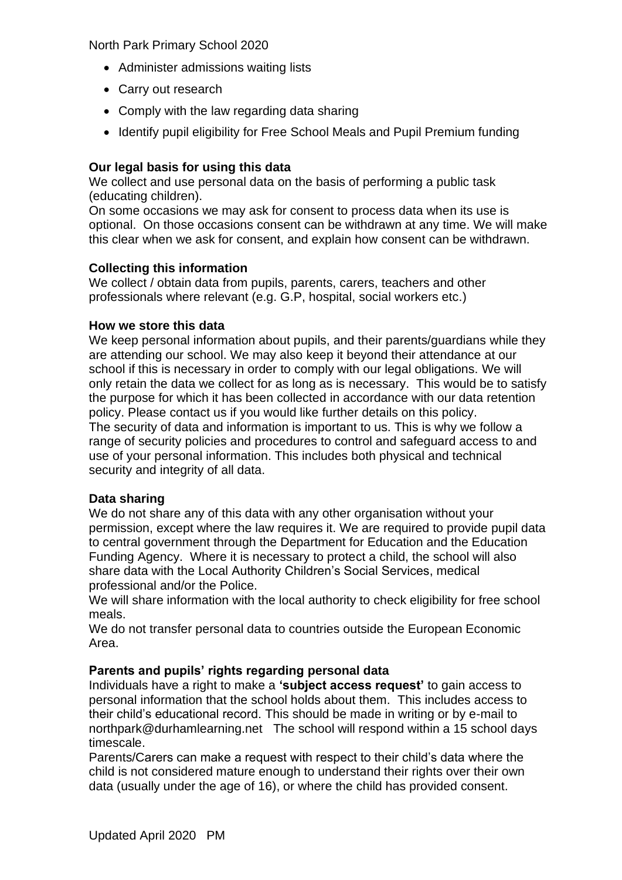- Administer admissions waiting lists
- Carry out research
- Comply with the law regarding data sharing
- Identify pupil eligibility for Free School Meals and Pupil Premium funding

**Our legal basis for using this data**

We collect and use personal data on the basis of performing a public task (educating children).

On some occasions we may ask for consent to process data when its use is optional. On those occasions consent can be withdrawn at any time. We will make this clear when we ask for consent, and explain how consent can be withdrawn.

**Collecting this information**

We collect / obtain data from pupils, parents, carers, teachers and other professionals where relevant (e.g. G.P, hospital, social workers etc.)

**How we store this data**

We keep personal information about pupils, and their parents/guardians while they are attending our school. We may also keep it beyond their attendance at our school if this is necessary in order to comply with our legal obligations. We will only retain the data we collect for as long as is necessary. This would be to satisfy the purpose for which it has been collected in accordance with our data retention policy. Please contact us if you would like further details on this policy.

The security of data and information is important to us. This is why we follow a range of security policies and procedures to control and safeguard access to and use of your personal information. This includes both physical and technical security and integrity of all data.

**Data sharing**

We do not share any of this data with any other organisation without your permission, except where the law requires it. We are required to provide pupil data to central government through the Department for Education and the Education Funding Agency. Where it is necessary to protect a child, the school will also share data with the Local Authority Children's Social Services, medical professional and/or the Police.

We will share information with the local authority to check eligibility for free school meals.

We do not transfer personal data to countries outside the European Economic Area.

**Parents and pupils' rights regarding personal data**

Individuals have a right to make a **'subject access request'** to gain access to personal information that the school holds about them. This includes access to their child's educational record. This should be made in writing or by e-mail to northpark@durhamlearning.net The school will respond within a 15 school days timescale.

Parents/Carers can make a request with respect to their child's data where the child is not considered mature enough to understand their rights over their own data (usually under the age of 16), or where the child has provided consent.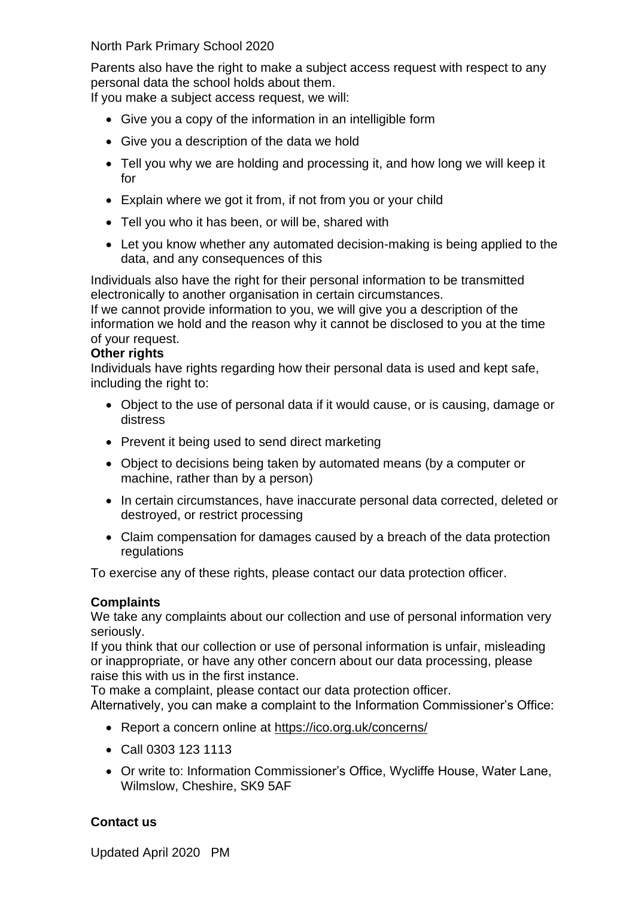Parents also have the right to make a subject access request with respect to any personal data the school holds about them.
If you make a subject access request, we will:

- Give you a copy of the information in an intelligible form
- Give you a description of the data we hold
- Tell you why we are holding and processing it, and how long we will keep it for
- Explain where we got it from, if not from you or your child
- Tell you who it has been, or will be, shared with
- Let you know whether any automated decision-making is being applied to the data, and any consequences of this

Individuals also have the right for their personal information to be transmitted electronically to another organisation in certain circumstances.
If we cannot provide information to you, we will give you a description of the information we hold and the reason why it cannot be disclosed to you at the time of your request.

**Other rights**

Individuals have rights regarding how their personal data is used and kept safe, including the right to:

- Object to the use of personal data if it would cause, or is causing, damage or distress
- Prevent it being used to send direct marketing
- Object to decisions being taken by automated means (by a computer or machine, rather than by a person)
- In certain circumstances, have inaccurate personal data corrected, deleted or destroyed, or restrict processing
- Claim compensation for damages caused by a breach of the data protection regulations

To exercise any of these rights, please contact our data protection officer.

**Complaints**

We take any complaints about our collection and use of personal information very seriously.
If you think that our collection or use of personal information is unfair, misleading or inappropriate, or have any other concern about our data processing, please raise this with us in the first instance.
To make a complaint, please contact our data protection officer.
Alternatively, you can make a complaint to the Information Commissioner's Office:

- Report a concern online at https://ico.org.uk/concerns/
- Call 0303 123 1113
- Or write to: Information Commissioner's Office, Wycliffe House, Water Lane, Wilmslow, Cheshire, SK9 5AF

**Contact us**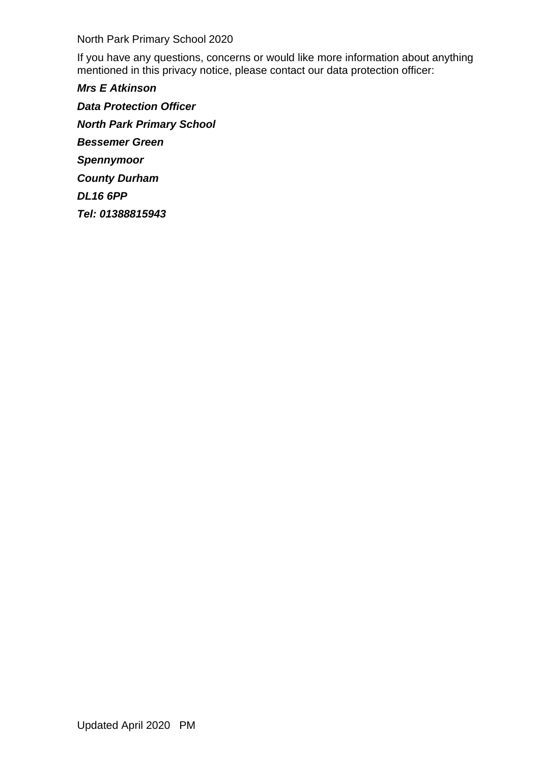If you have any questions, concerns or would like more information about anything mentioned in this privacy notice, please contact our data protection officer:

***Mrs E Atkinson***

***Data Protection Officer***

***North Park Primary School***

***Bessemer Green***

***Spennymoor***

***County Durham***

***DL16 6PP***

***Tel: 01388815943***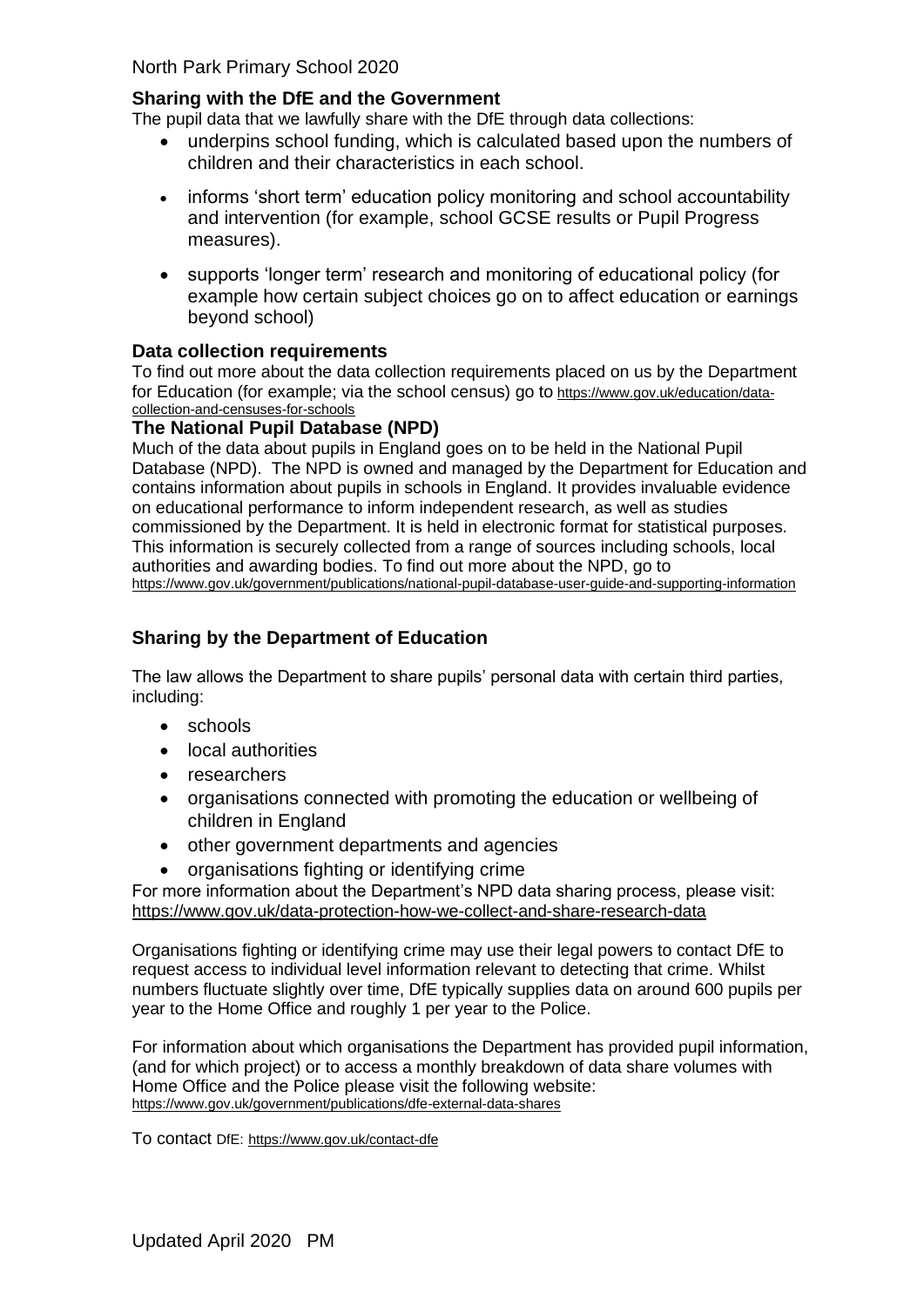## Sharing with the DfE and the Government

The pupil data that we lawfully share with the DfE through data collections:

- underpins school funding, which is calculated based upon the numbers of children and their characteristics in each school.
- informs 'short term' education policy monitoring and school accountability and intervention (for example, school GCSE results or Pupil Progress measures).
- supports 'longer term' research and monitoring of educational policy (for example how certain subject choices go on to affect education or earnings beyond school)

## Data collection requirements

To find out more about the data collection requirements placed on us by the Department for Education (for example; via the school census) go to https://www.gov.uk/education/data-collection-and-censuses-for-schools

## The National Pupil Database (NPD)

Much of the data about pupils in England goes on to be held in the National Pupil Database (NPD). The NPD is owned and managed by the Department for Education and contains information about pupils in schools in England. It provides invaluable evidence on educational performance to inform independent research, as well as studies commissioned by the Department. It is held in electronic format for statistical purposes. This information is securely collected from a range of sources including schools, local authorities and awarding bodies. To find out more about the NPD, go to https://www.gov.uk/government/publications/national-pupil-database-user-guide-and-supporting-information

## Sharing by the Department of Education

The law allows the Department to share pupils' personal data with certain third parties, including:

- schools
- local authorities
- researchers
- organisations connected with promoting the education or wellbeing of children in England
- other government departments and agencies
- organisations fighting or identifying crime

For more information about the Department's NPD data sharing process, please visit: https://www.gov.uk/data-protection-how-we-collect-and-share-research-data

Organisations fighting or identifying crime may use their legal powers to contact DfE to request access to individual level information relevant to detecting that crime. Whilst numbers fluctuate slightly over time, DfE typically supplies data on around 600 pupils per year to the Home Office and roughly 1 per year to the Police.

For information about which organisations the Department has provided pupil information, (and for which project) or to access a monthly breakdown of data share volumes with Home Office and the Police please visit the following website: https://www.gov.uk/government/publications/dfe-external-data-shares

To contact DfE: https://www.gov.uk/contact-dfe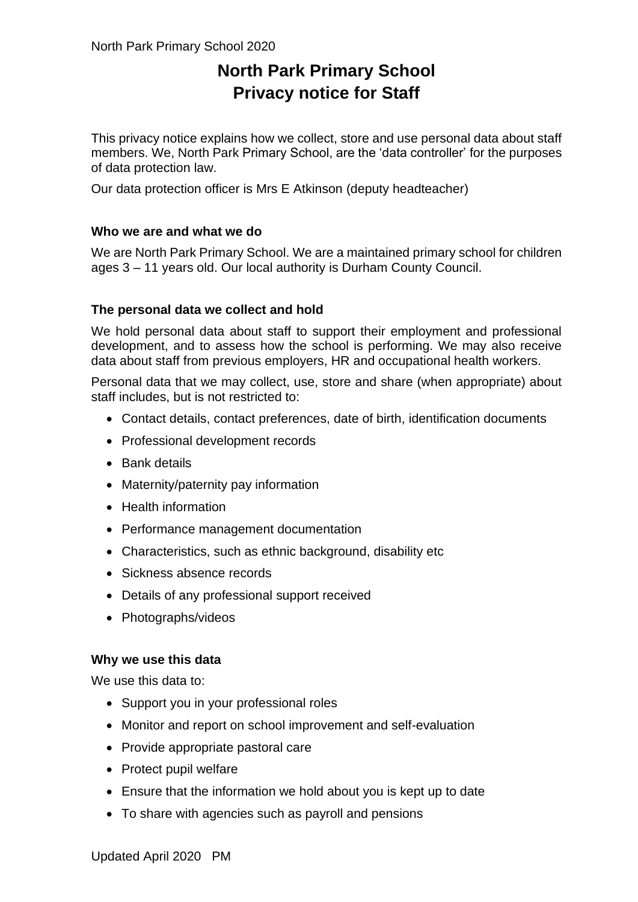# North Park Primary School
# Privacy notice for Staff

This privacy notice explains how we collect, store and use personal data about staff members. We, North Park Primary School, are the 'data controller' for the purposes of data protection law.

Our data protection officer is Mrs E Atkinson (deputy headteacher)

### Who we are and what we do

We are North Park Primary School. We are a maintained primary school for children ages 3 – 11 years old. Our local authority is Durham County Council.

### The personal data we collect and hold

We hold personal data about staff to support their employment and professional development, and to assess how the school is performing. We may also receive data about staff from previous employers, HR and occupational health workers.

Personal data that we may collect, use, store and share (when appropriate) about staff includes, but is not restricted to:

- Contact details, contact preferences, date of birth, identification documents
- Professional development records
- Bank details
- Maternity/paternity pay information
- Health information
- Performance management documentation
- Characteristics, such as ethnic background, disability etc
- Sickness absence records
- Details of any professional support received
- Photographs/videos

### Why we use this data

We use this data to:

- Support you in your professional roles
- Monitor and report on school improvement and self-evaluation
- Provide appropriate pastoral care
- Protect pupil welfare
- Ensure that the information we hold about you is kept up to date
- To share with agencies such as payroll and pensions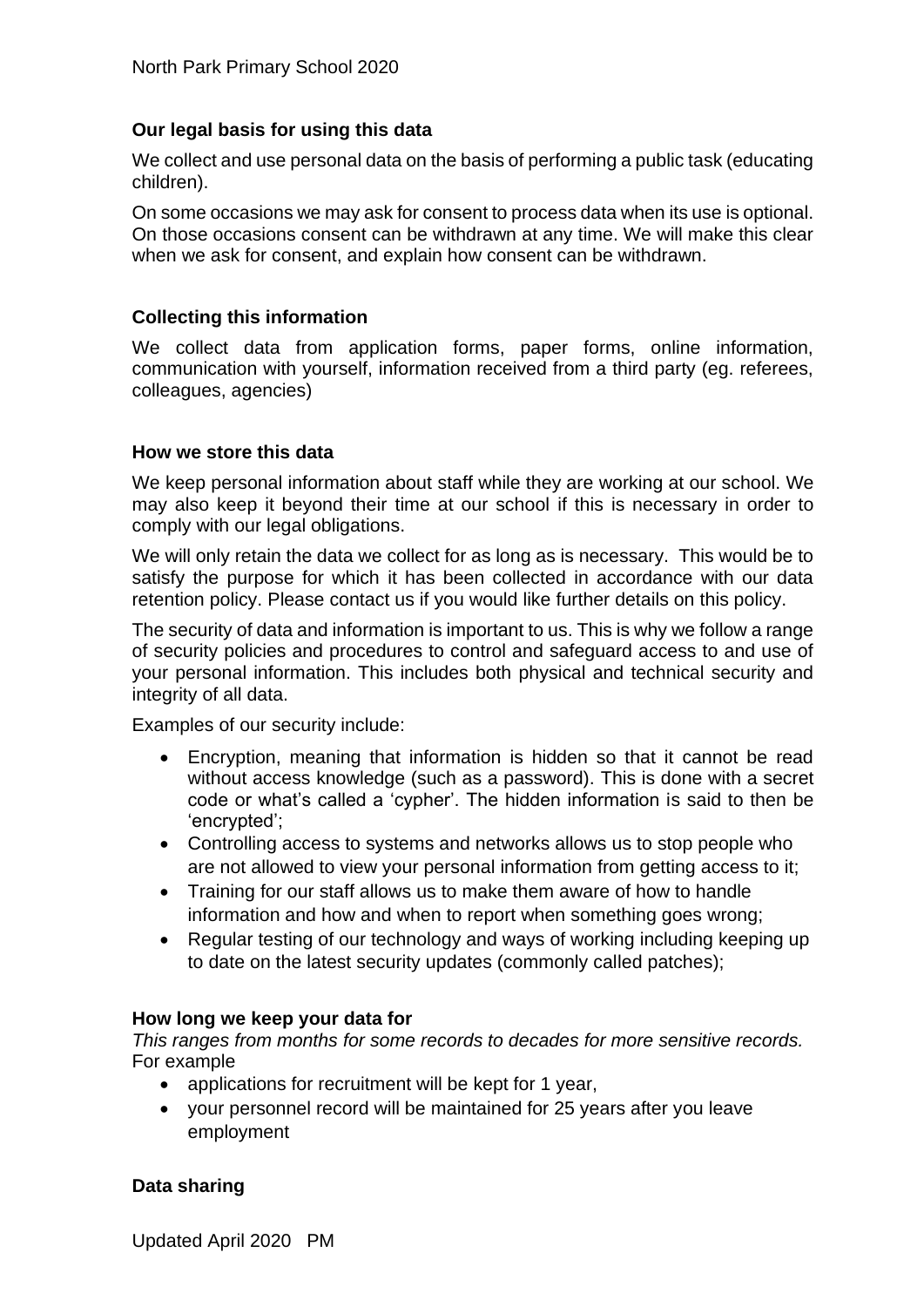**Our legal basis for using this data**

We collect and use personal data on the basis of performing a public task (educating children).

On some occasions we may ask for consent to process data when its use is optional. On those occasions consent can be withdrawn at any time. We will make this clear when we ask for consent, and explain how consent can be withdrawn.

**Collecting this information**

We collect data from application forms, paper forms, online information, communication with yourself, information received from a third party (eg. referees, colleagues, agencies)

**How we store this data**

We keep personal information about staff while they are working at our school. We may also keep it beyond their time at our school if this is necessary in order to comply with our legal obligations.

We will only retain the data we collect for as long as is necessary. This would be to satisfy the purpose for which it has been collected in accordance with our data retention policy. Please contact us if you would like further details on this policy.

The security of data and information is important to us. This is why we follow a range of security policies and procedures to control and safeguard access to and use of your personal information. This includes both physical and technical security and integrity of all data.

Examples of our security include:

- Encryption, meaning that information is hidden so that it cannot be read without access knowledge (such as a password). This is done with a secret code or what's called a 'cypher'. The hidden information is said to then be 'encrypted';
- Controlling access to systems and networks allows us to stop people who are not allowed to view your personal information from getting access to it;
- Training for our staff allows us to make them aware of how to handle information and how and when to report when something goes wrong;
- Regular testing of our technology and ways of working including keeping up to date on the latest security updates (commonly called patches);

**How long we keep your data for**

*This ranges from months for some records to decades for more sensitive records.* For example

- applications for recruitment will be kept for 1 year,
- your personnel record will be maintained for 25 years after you leave employment

**Data sharing**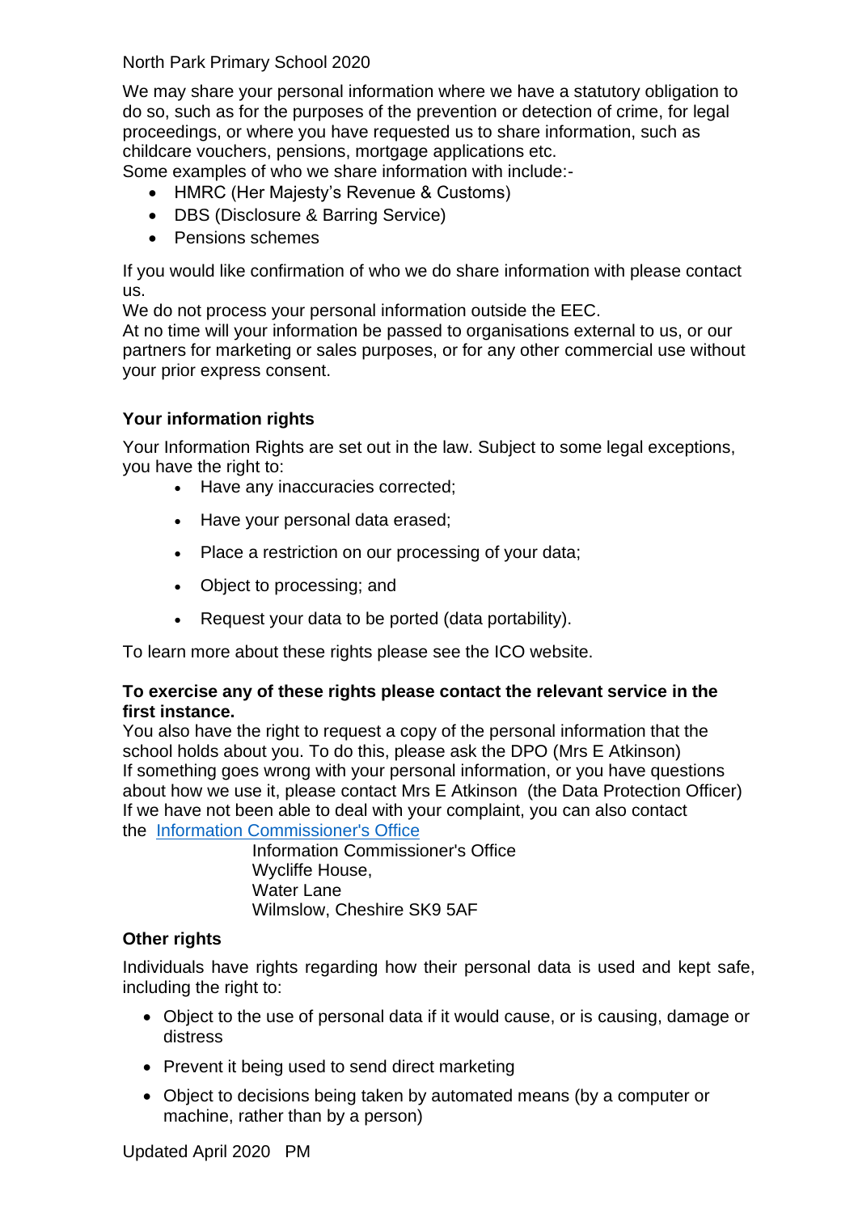We may share your personal information where we have a statutory obligation to do so, such as for the purposes of the prevention or detection of crime, for legal proceedings, or where you have requested us to share information, such as childcare vouchers, pensions, mortgage applications etc.

Some examples of who we share information with include:-

- HMRC (Her Majesty's Revenue & Customs)
- DBS (Disclosure & Barring Service)
- Pensions schemes

If you would like confirmation of who we do share information with please contact us.

We do not process your personal information outside the EEC.

At no time will your information be passed to organisations external to us, or our partners for marketing or sales purposes, or for any other commercial use without your prior express consent.

### Your information rights

Your Information Rights are set out in the law. Subject to some legal exceptions, you have the right to:

- Have any inaccuracies corrected;
- Have your personal data erased;
- Place a restriction on our processing of your data;
- Object to processing; and
- Request your data to be ported (data portability).

To learn more about these rights please see the ICO website.

**To exercise any of these rights please contact the relevant service in the first instance.**

You also have the right to request a copy of the personal information that the school holds about you. To do this, please ask the DPO (Mrs E Atkinson)

If something goes wrong with your personal information, or you have questions about how we use it, please contact Mrs E Atkinson (the Data Protection Officer)

If we have not been able to deal with your complaint, you can also contact the Information Commissioner's Office

Information Commissioner's Office
Wycliffe House,
Water Lane
Wilmslow, Cheshire SK9 5AF

### Other rights

Individuals have rights regarding how their personal data is used and kept safe, including the right to:

- Object to the use of personal data if it would cause, or is causing, damage or distress
- Prevent it being used to send direct marketing
- Object to decisions being taken by automated means (by a computer or machine, rather than by a person)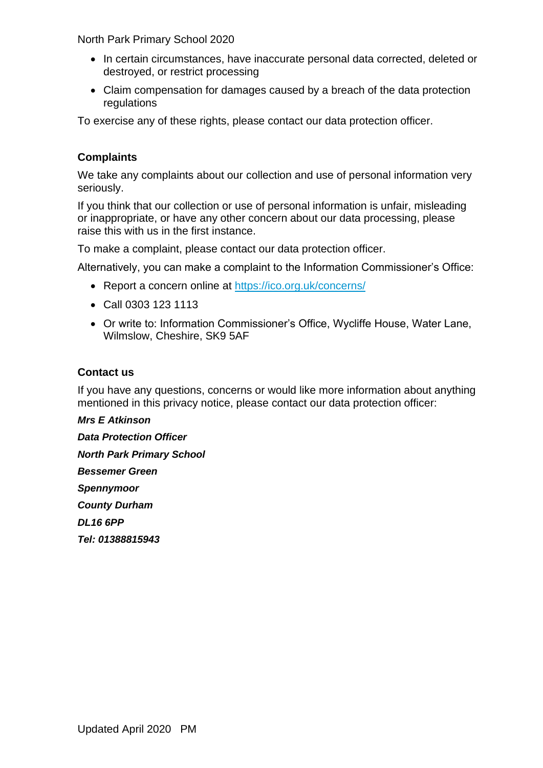- In certain circumstances, have inaccurate personal data corrected, deleted or destroyed, or restrict processing
- Claim compensation for damages caused by a breach of the data protection regulations

To exercise any of these rights, please contact our data protection officer.

## Complaints

We take any complaints about our collection and use of personal information very seriously.

If you think that our collection or use of personal information is unfair, misleading or inappropriate, or have any other concern about our data processing, please raise this with us in the first instance.

To make a complaint, please contact our data protection officer.

Alternatively, you can make a complaint to the Information Commissioner's Office:

- Report a concern online at [https://ico.org.uk/concerns/](https://ico.org.uk/concerns/)
- Call 0303 123 1113
- Or write to: Information Commissioner's Office, Wycliffe House, Water Lane, Wilmslow, Cheshire, SK9 5AF

## Contact us

If you have any questions, concerns or would like more information about anything mentioned in this privacy notice, please contact our data protection officer:

***Mrs E Atkinson***

***Data Protection Officer***

***North Park Primary School***

***Bessemer Green***

***Spennymoor***

***County Durham***

***DL16 6PP***

***Tel: 01388815943***

Updated April 2020 PM